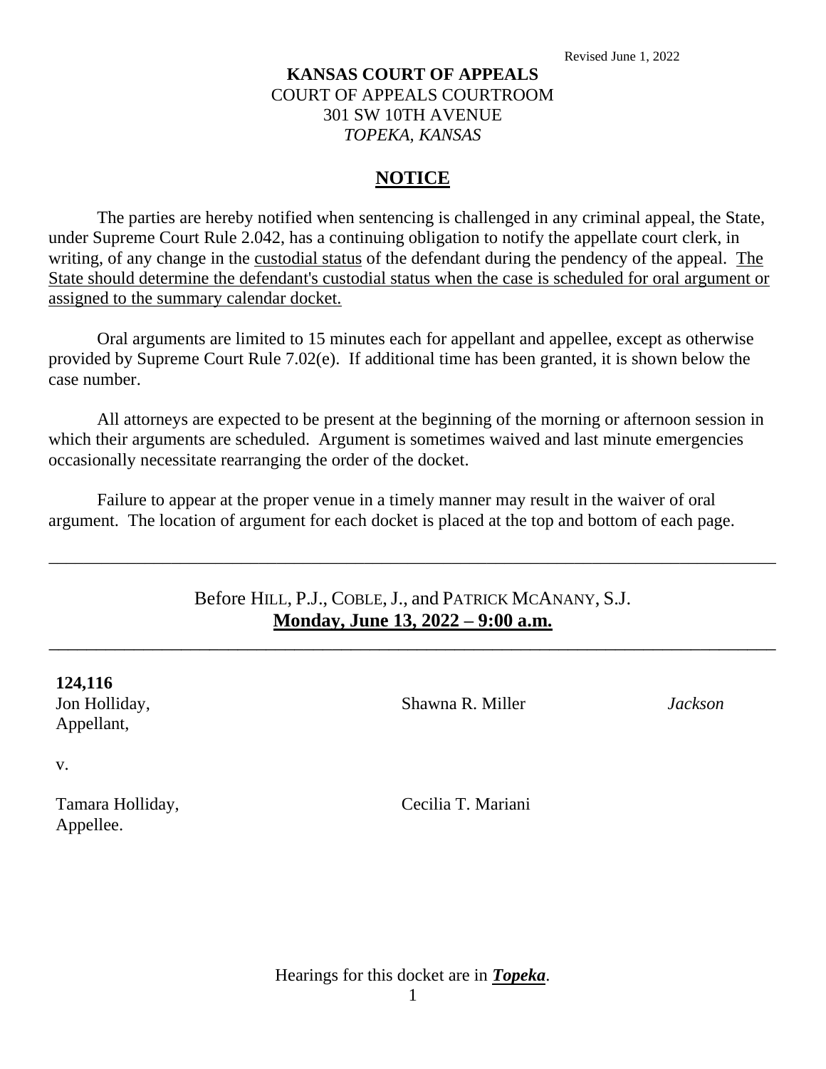Revised June 1, 2022

**KANSAS COURT OF APPEALS**
COURT OF APPEALS COURTROOM
301 SW 10TH AVENUE
*TOPEKA, KANSAS*

## NOTICE

The parties are hereby notified when sentencing is challenged in any criminal appeal, the State, under Supreme Court Rule 2.042, has a continuing obligation to notify the appellate court clerk, in writing, of any change in the custodial status of the defendant during the pendency of the appeal. The State should determine the defendant's custodial status when the case is scheduled for oral argument or assigned to the summary calendar docket.

Oral arguments are limited to 15 minutes each for appellant and appellee, except as otherwise provided by Supreme Court Rule 7.02(e). If additional time has been granted, it is shown below the case number.

All attorneys are expected to be present at the beginning of the morning or afternoon session in which their arguments are scheduled. Argument is sometimes waived and last minute emergencies occasionally necessitate rearranging the order of the docket.

Failure to appear at the proper venue in a timely manner may result in the waiver of oral argument. The location of argument for each docket is placed at the top and bottom of each page.

---

Before HILL, P.J., COBLE, J., and PATRICK MCANANY, S.J.
**Monday, June 13, 2022 – 9:00 a.m.**

---

**124,116**

| | | |
|---|---|---|
| Jon Holliday, Appellant, | Shawna R. Miller | *Jackson* |
| v. | | |
| Tamara Holliday, Appellee. | Cecilia T. Mariani | |

Hearings for this docket are in ***Topeka***.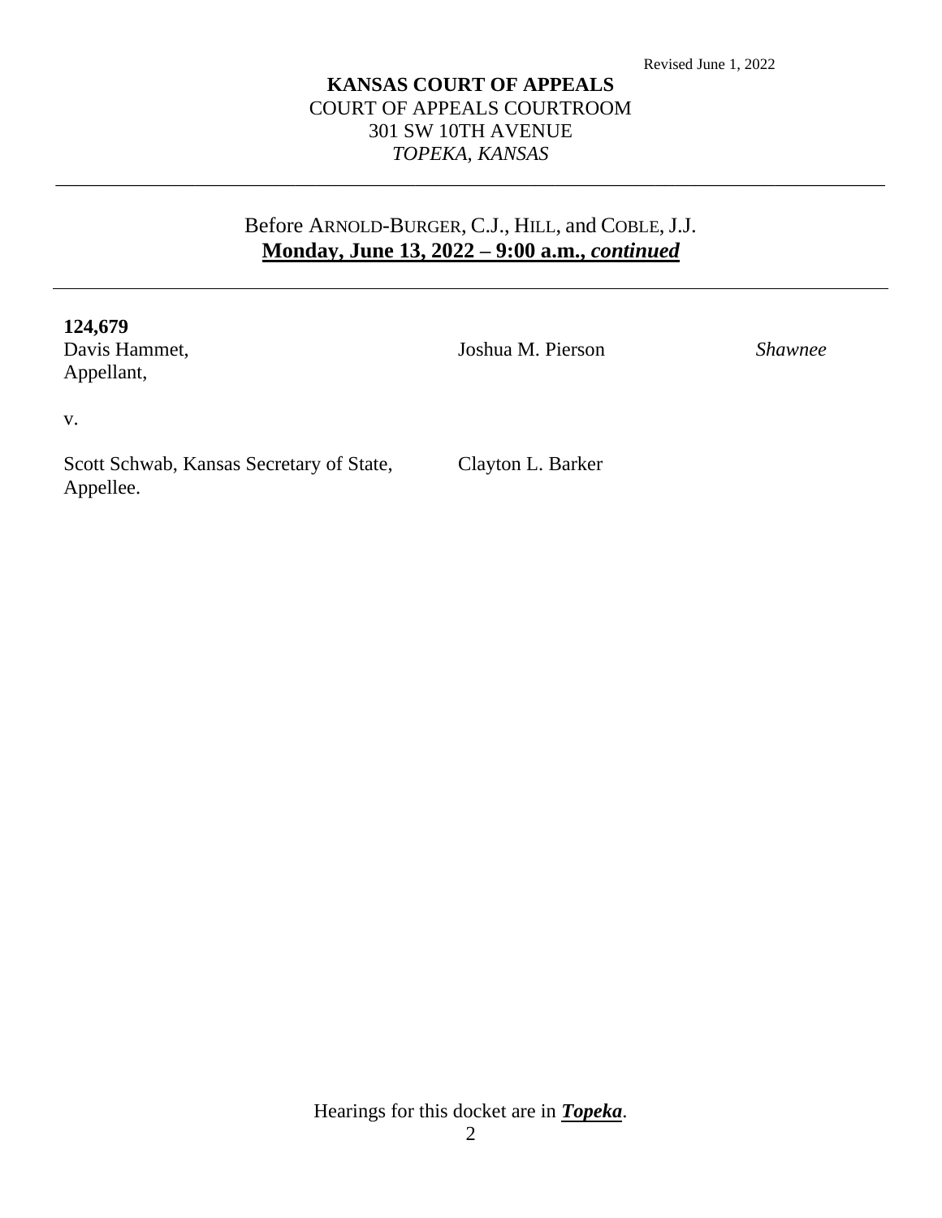Revised June 1, 2022

**KANSAS COURT OF APPEALS**
COURT OF APPEALS COURTROOM
301 SW 10TH AVENUE
*TOPEKA, KANSAS*

---

Before ARNOLD-BURGER, C.J., HILL, and COBLE, J.J.
**Monday, June 13, 2022 – 9:00 a.m., *continued***

---

**124,679**

| | | |
|---|---|---|
| Davis Hammet, Appellant, | Joshua M. Pierson | *Shawnee* |
| v. | | |
| Scott Schwab, Kansas Secretary of State, Appellee. | Clayton L. Barker | |

Hearings for this docket are in ***Topeka***.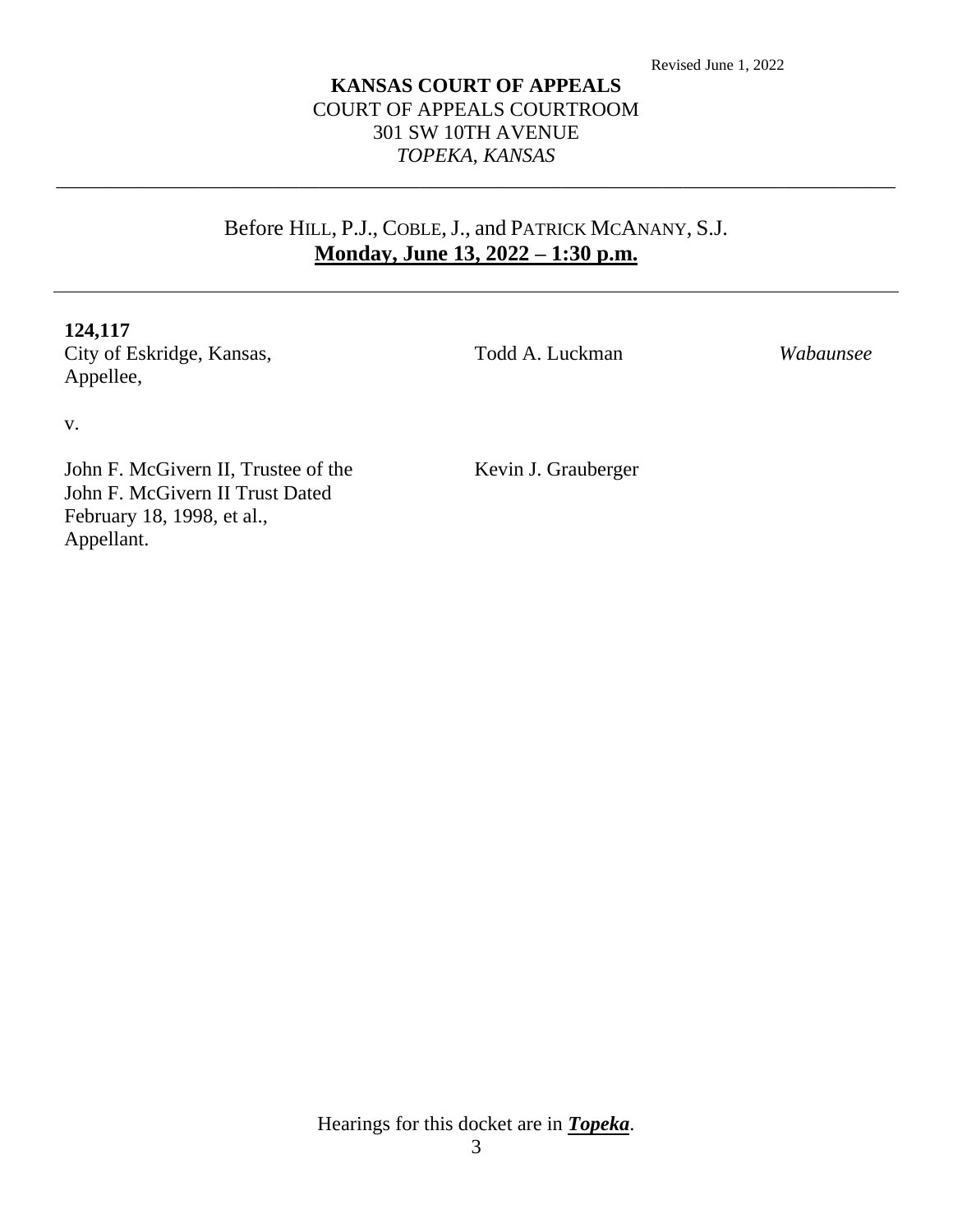Revised June 1, 2022

**KANSAS COURT OF APPEALS**
COURT OF APPEALS COURTROOM
301 SW 10TH AVENUE
*TOPEKA, KANSAS*

---

Before HILL, P.J., COBLE, J., and PATRICK MCANANY, S.J.
**Monday, June 13, 2022 – 1:30 p.m.**

---

| | | |
|---|---|---|
| **124,117**<br>City of Eskridge, Kansas,<br>Appellee, | Todd A. Luckman | *Wabaunsee* |
| v. | | |
| John F. McGivern II, Trustee of the John F. McGivern II Trust Dated February 18, 1998, et al.,<br>Appellant. | Kevin J. Grauberger | |

Hearings for this docket are in ***Topeka***.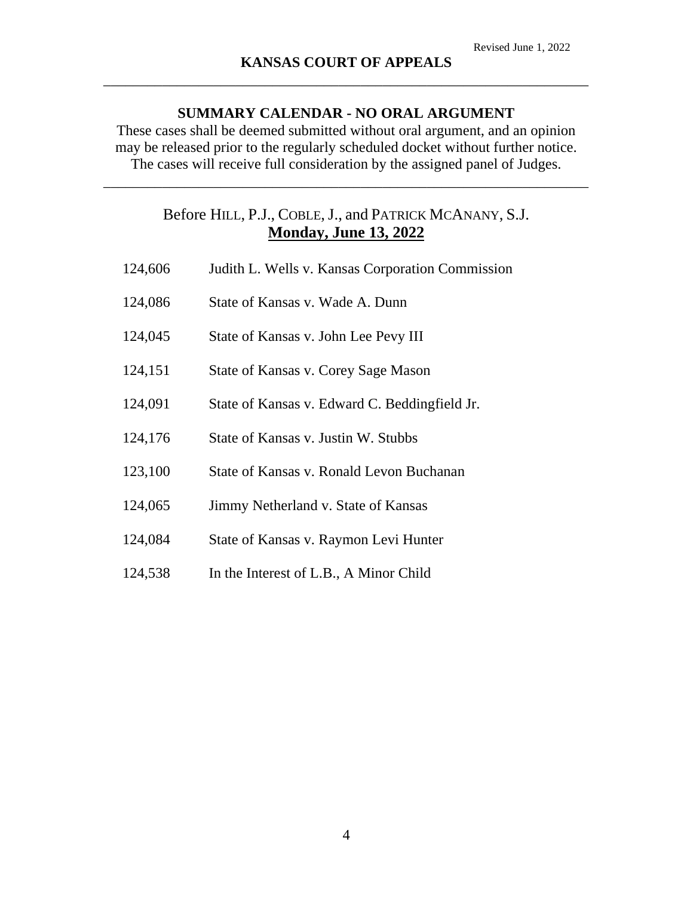Revised June 1, 2022

# KANSAS COURT OF APPEALS

---

## SUMMARY CALENDAR - NO ORAL ARGUMENT

These cases shall be deemed submitted without oral argument, and an opinion may be released prior to the regularly scheduled docket without further notice. The cases will receive full consideration by the assigned panel of Judges.

---

Before HILL, P.J., COBLE, J., and PATRICK MCANANY, S.J.

**Monday, June 13, 2022**

| | |
|---|---|
| 124,606 | Judith L. Wells v. Kansas Corporation Commission |
| 124,086 | State of Kansas v. Wade A. Dunn |
| 124,045 | State of Kansas v. John Lee Pevy III |
| 124,151 | State of Kansas v. Corey Sage Mason |
| 124,091 | State of Kansas v. Edward C. Beddingfield Jr. |
| 124,176 | State of Kansas v. Justin W. Stubbs |
| 123,100 | State of Kansas v. Ronald Levon Buchanan |
| 124,065 | Jimmy Netherland v. State of Kansas |
| 124,084 | State of Kansas v. Raymon Levi Hunter |
| 124,538 | In the Interest of L.B., A Minor Child |